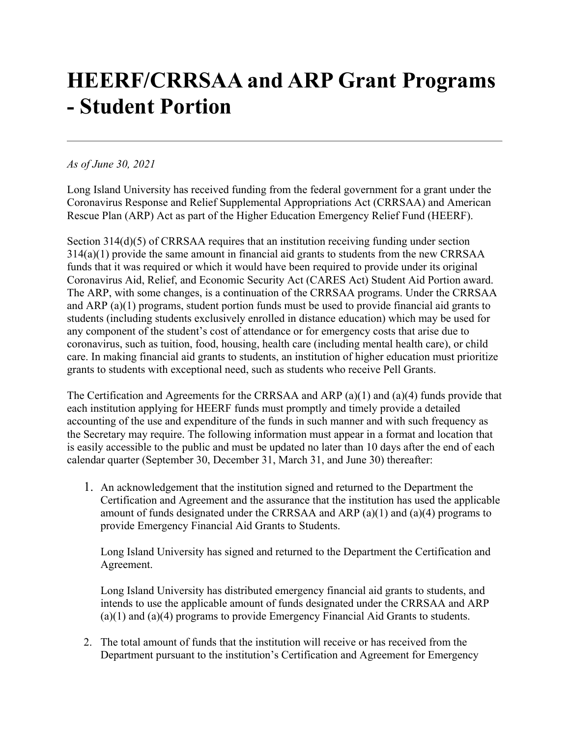# HEERF/CRRSAA and ARP Grant Programs - Student Portion

---

*As of June 30, 2021*

Long Island University has received funding from the federal government for a grant under the Coronavirus Response and Relief Supplemental Appropriations Act (CRRSAA) and American Rescue Plan (ARP) Act as part of the Higher Education Emergency Relief Fund (HEERF).

Section 314(d)(5) of CRRSAA requires that an institution receiving funding under section 314(a)(1) provide the same amount in financial aid grants to students from the new CRRSAA funds that it was required or which it would have been required to provide under its original Coronavirus Aid, Relief, and Economic Security Act (CARES Act) Student Aid Portion award. The ARP, with some changes, is a continuation of the CRRSAA programs. Under the CRRSAA and ARP (a)(1) programs, student portion funds must be used to provide financial aid grants to students (including students exclusively enrolled in distance education) which may be used for any component of the student's cost of attendance or for emergency costs that arise due to coronavirus, such as tuition, food, housing, health care (including mental health care), or child care. In making financial aid grants to students, an institution of higher education must prioritize grants to students with exceptional need, such as students who receive Pell Grants.

The Certification and Agreements for the CRRSAA and ARP (a)(1) and (a)(4) funds provide that each institution applying for HEERF funds must promptly and timely provide a detailed accounting of the use and expenditure of the funds in such manner and with such frequency as the Secretary may require. The following information must appear in a format and location that is easily accessible to the public and must be updated no later than 10 days after the end of each calendar quarter (September 30, December 31, March 31, and June 30) thereafter:

1. An acknowledgement that the institution signed and returned to the Department the Certification and Agreement and the assurance that the institution has used the applicable amount of funds designated under the CRRSAA and ARP (a)(1) and (a)(4) programs to provide Emergency Financial Aid Grants to Students.

   Long Island University has signed and returned to the Department the Certification and Agreement.

   Long Island University has distributed emergency financial aid grants to students, and intends to use the applicable amount of funds designated under the CRRSAA and ARP (a)(1) and (a)(4) programs to provide Emergency Financial Aid Grants to students.

2. The total amount of funds that the institution will receive or has received from the Department pursuant to the institution's Certification and Agreement for Emergency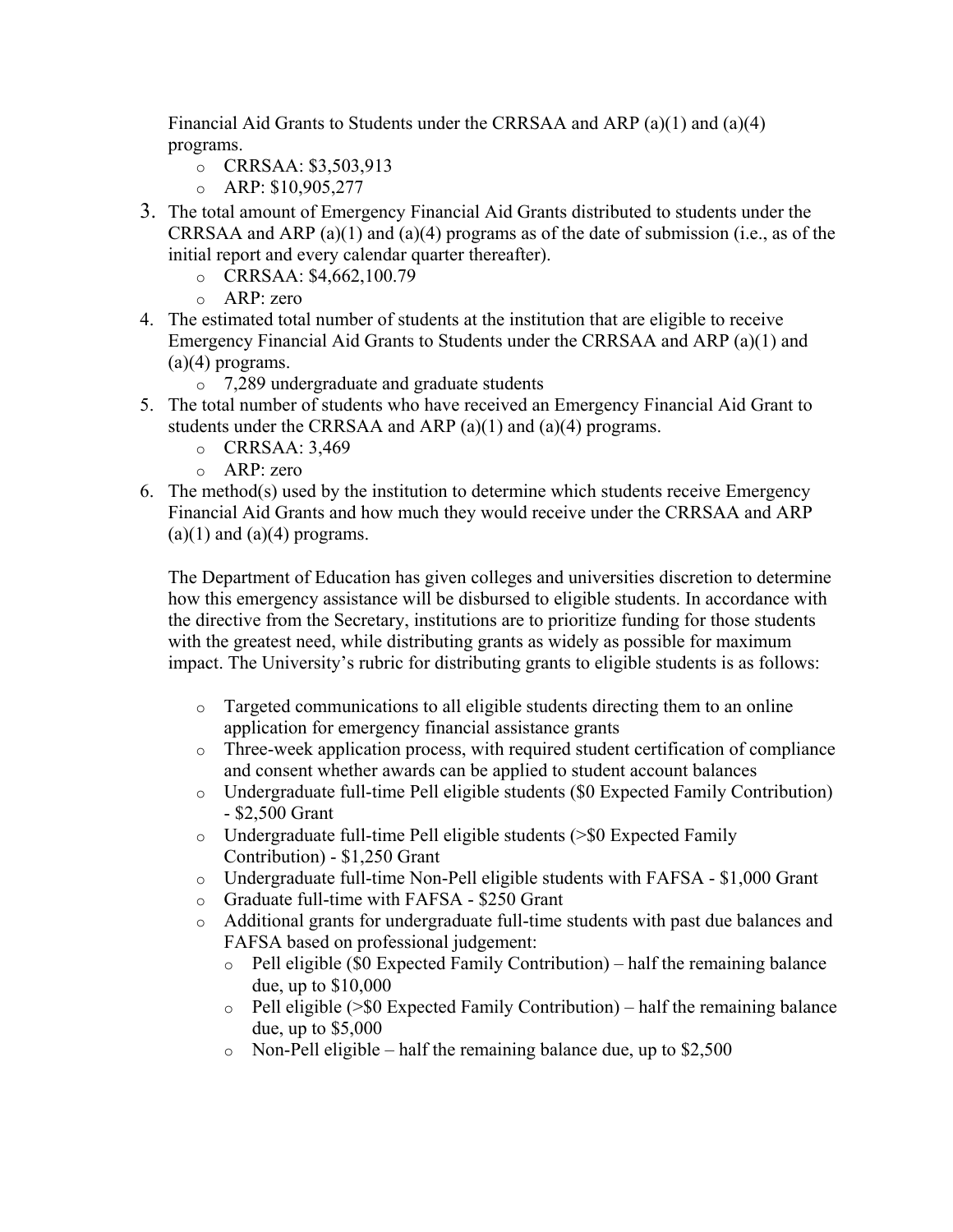Financial Aid Grants to Students under the CRRSAA and ARP (a)(1) and (a)(4) programs.

- CRRSAA: $3,503,913
- ARP: $10,905,277

3. The total amount of Emergency Financial Aid Grants distributed to students under the CRRSAA and ARP (a)(1) and (a)(4) programs as of the date of submission (i.e., as of the initial report and every calendar quarter thereafter).
   - CRRSAA: $4,662,100.79
   - ARP: zero
4. The estimated total number of students at the institution that are eligible to receive Emergency Financial Aid Grants to Students under the CRRSAA and ARP (a)(1) and (a)(4) programs.
   - 7,289 undergraduate and graduate students
5. The total number of students who have received an Emergency Financial Aid Grant to students under the CRRSAA and ARP (a)(1) and (a)(4) programs.
   - CRRSAA: 3,469
   - ARP: zero
6. The method(s) used by the institution to determine which students receive Emergency Financial Aid Grants and how much they would receive under the CRRSAA and ARP (a)(1) and (a)(4) programs.

   The Department of Education has given colleges and universities discretion to determine how this emergency assistance will be disbursed to eligible students. In accordance with the directive from the Secretary, institutions are to prioritize funding for those students with the greatest need, while distributing grants as widely as possible for maximum impact. The University's rubric for distributing grants to eligible students is as follows:

   - Targeted communications to all eligible students directing them to an online application for emergency financial assistance grants
   - Three-week application process, with required student certification of compliance and consent whether awards can be applied to student account balances
   - Undergraduate full-time Pell eligible students ($0 Expected Family Contribution) - $2,500 Grant
   - Undergraduate full-time Pell eligible students (>$0 Expected Family Contribution) - $1,250 Grant
   - Undergraduate full-time Non-Pell eligible students with FAFSA - $1,000 Grant
   - Graduate full-time with FAFSA - $250 Grant
   - Additional grants for undergraduate full-time students with past due balances and FAFSA based on professional judgement:
     - Pell eligible ($0 Expected Family Contribution) – half the remaining balance due, up to $10,000
     - Pell eligible (>$0 Expected Family Contribution) – half the remaining balance due, up to $5,000
     - Non-Pell eligible – half the remaining balance due, up to $2,500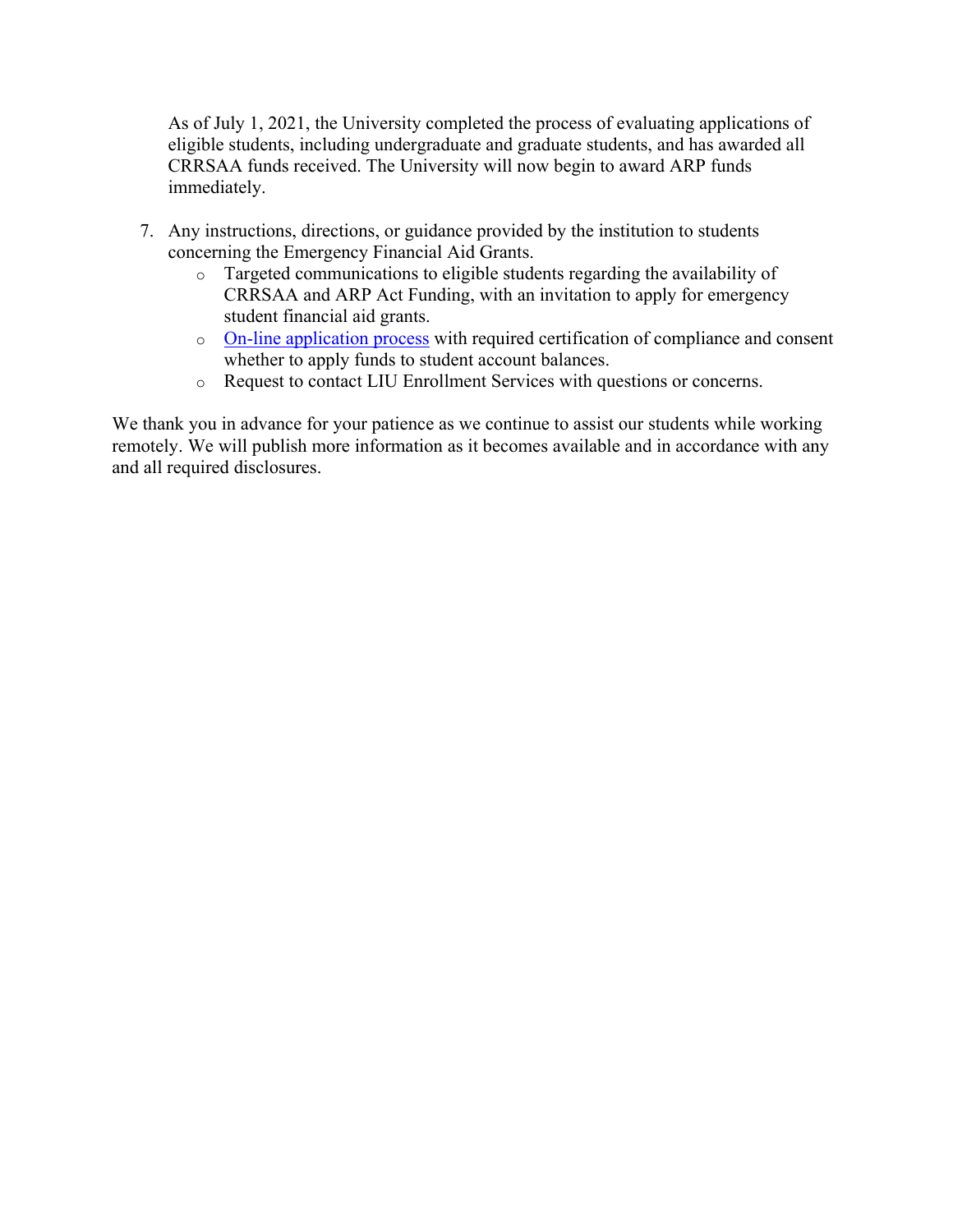As of July 1, 2021, the University completed the process of evaluating applications of eligible students, including undergraduate and graduate students, and has awarded all CRRSAA funds received. The University will now begin to award ARP funds immediately.

7. Any instructions, directions, or guidance provided by the institution to students concerning the Emergency Financial Aid Grants.
    - Targeted communications to eligible students regarding the availability of CRRSAA and ARP Act Funding, with an invitation to apply for emergency student financial aid grants.
    - On-line application process with required certification of compliance and consent whether to apply funds to student account balances.
    - Request to contact LIU Enrollment Services with questions or concerns.

We thank you in advance for your patience as we continue to assist our students while working remotely. We will publish more information as it becomes available and in accordance with any and all required disclosures.